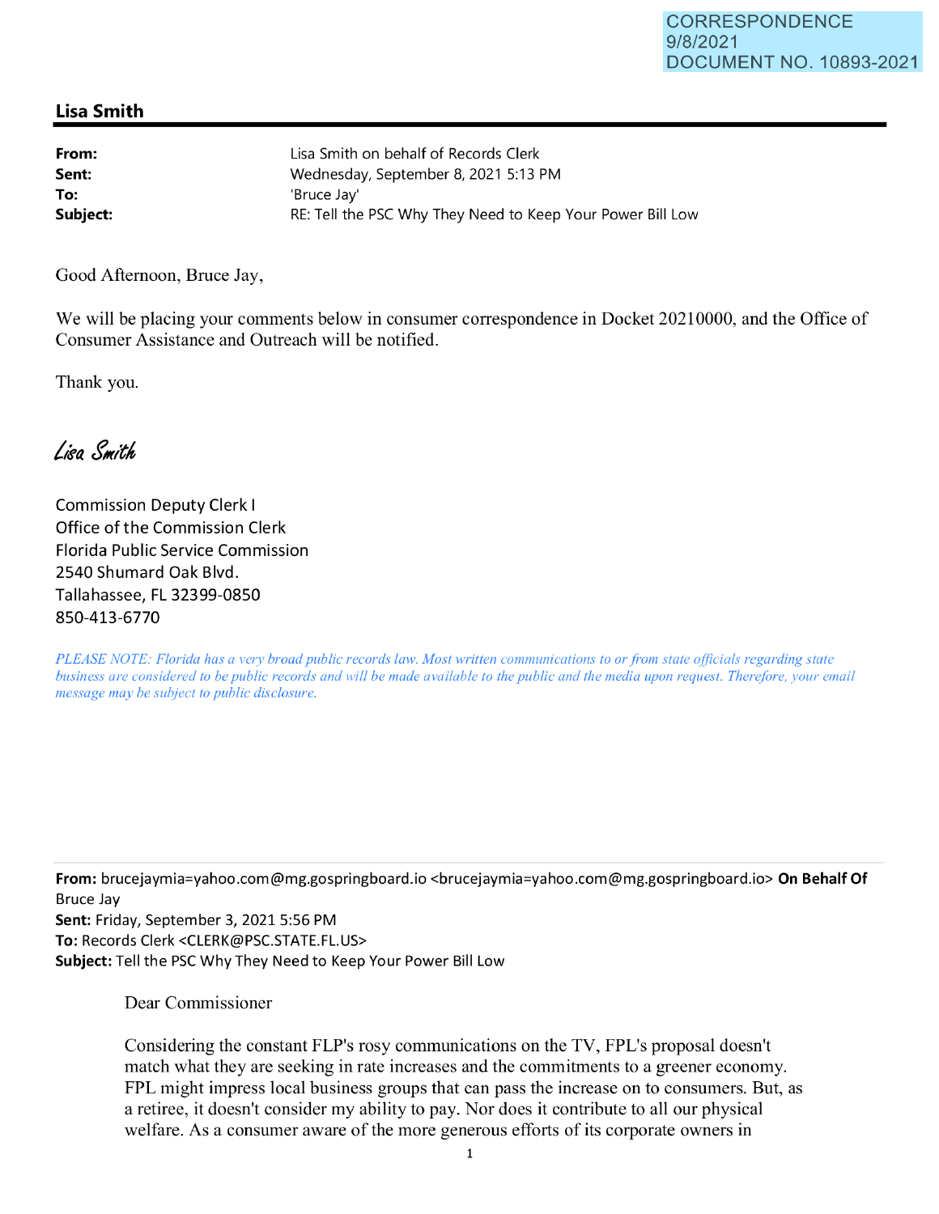CORRESPONDENCE
9/8/2021
DOCUMENT NO. 10893-2021

## Lisa Smith

**From:** Lisa Smith on behalf of Records Clerk
**Sent:** Wednesday, September 8, 2021 5:13 PM
**To:** 'Bruce Jay'
**Subject:** RE: Tell the PSC Why They Need to Keep Your Power Bill Low

Good Afternoon, Bruce Jay,

We will be placing your comments below in consumer correspondence in Docket 20210000, and the Office of Consumer Assistance and Outreach will be notified.

Thank you.

*Lisa Smith*

Commission Deputy Clerk I
Office of the Commission Clerk
Florida Public Service Commission
2540 Shumard Oak Blvd.
Tallahassee, FL 32399-0850
850-413-6770

*PLEASE NOTE: Florida has a very broad public records law. Most written communications to or from state officials regarding state business are considered to be public records and will be made available to the public and the media upon request. Therefore, your email message may be subject to public disclosure.*

---

**From:** brucejaymia=yahoo.com@mg.gospringboard.io <brucejaymia=yahoo.com@mg.gospringboard.io> **On Behalf Of** Bruce Jay
**Sent:** Friday, September 3, 2021 5:56 PM
**To:** Records Clerk <CLERK@PSC.STATE.FL.US>
**Subject:** Tell the PSC Why They Need to Keep Your Power Bill Low

Dear Commissioner

Considering the constant FLP's rosy communications on the TV, FPL's proposal doesn't match what they are seeking in rate increases and the commitments to a greener economy. FPL might impress local business groups that can pass the increase on to consumers. But, as a retiree, it doesn't consider my ability to pay. Nor does it contribute to all our physical welfare. As a consumer aware of the more generous efforts of its corporate owners in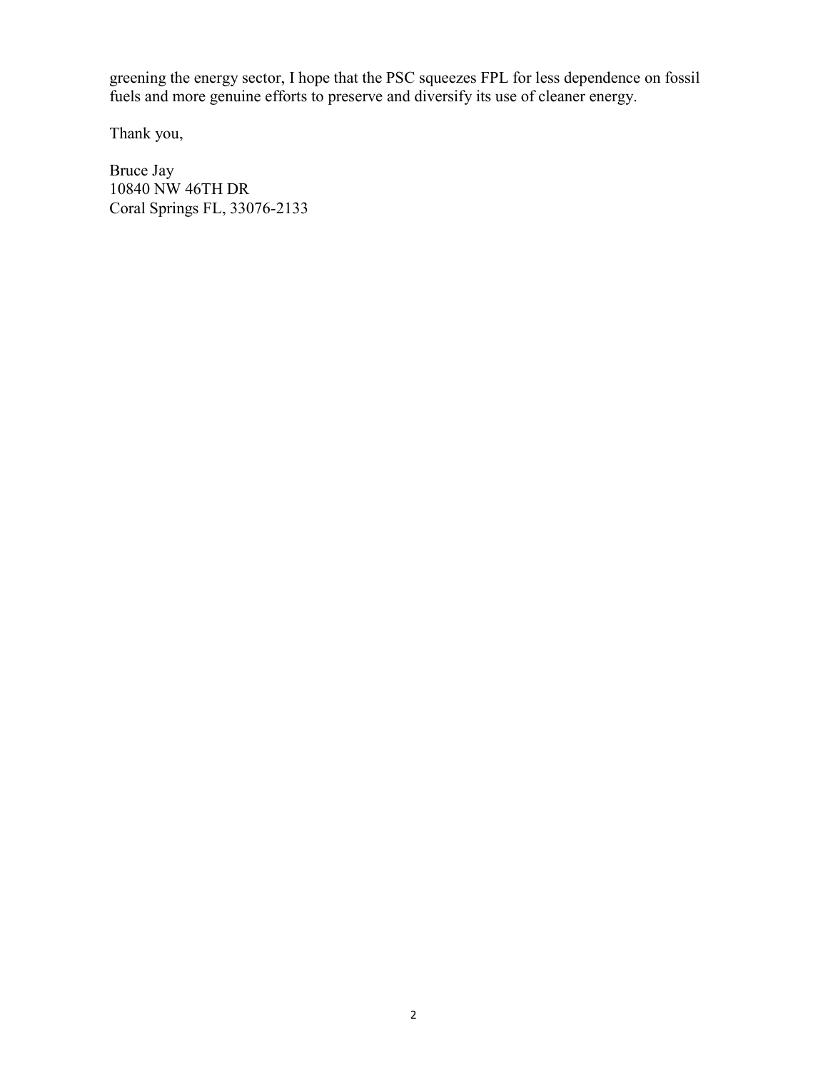greening the energy sector, I hope that the PSC squeezes FPL for less dependence on fossil fuels and more genuine efforts to preserve and diversify its use of cleaner energy.

Thank you,

Bruce Jay
10840 NW 46TH DR
Coral Springs FL, 33076-2133